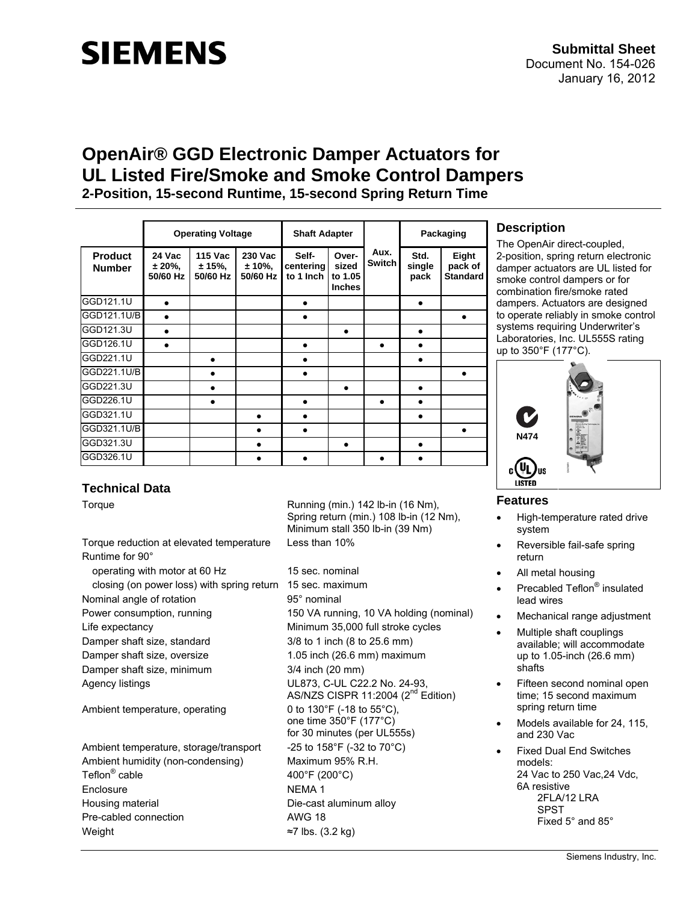# SIEMENS

**Submittal Sheet**
Document No. 154-026
January 16, 2012

# OpenAir® GGD Electronic Damper Actuators for UL Listed Fire/Smoke and Smoke Control Dampers

**2-Position, 15-second Runtime, 15-second Spring Return Time**

| Product Number | Operating Voltage | | | Shaft Adapter | | Aux. Switch | Packaging | |
|---|---|---|---|---|---|---|---|---|
| | 24 Vac ± 20%, 50/60 Hz | 115 Vac ± 15%, 50/60 Hz | 230 Vac ± 10%, 50/60 Hz | Self-centering to 1 Inch | Over-sized to 1.05 Inches | | Std. single pack | Eight pack of Standard |
| GGD121.1U | ● | | | ● | | | ● | |
| GGD121.1U/B | ● | | | ● | | | | ● |
| GGD121.3U | ● | | | | ● | | ● | |
| GGD126.1U | ● | | | ● | | ● | ● | |
| GGD221.1U | | ● | | ● | | | ● | |
| GGD221.1U/B | | ● | | ● | | | | ● |
| GGD221.3U | | ● | | | ● | | ● | |
| GGD226.1U | | ● | | ● | | ● | ● | |
| GGD321.1U | | | ● | ● | | | ● | |
| GGD321.1U/B | | | ● | ● | | | | ● |
| GGD321.3U | | | ● | | ● | | ● | |
| GGD326.1U | | | ● | ● | | ● | ● | |

## Description

The OpenAir direct-coupled, 2-position, spring return electronic damper actuators are UL listed for smoke control dampers or for combination fire/smoke rated dampers. Actuators are designed to operate reliably in smoke control systems requiring Underwriter's Laboratories, Inc. UL555S rating up to 350°F (177°C).

N474

## Features

- High-temperature rated drive system
- Reversible fail-safe spring return
- All metal housing
- Precabled Teflon® insulated lead wires
- Mechanical range adjustment
- Multiple shaft couplings available; will accommodate up to 1.05-inch (26.6 mm) shafts
- Fifteen second nominal open time; 15 second maximum spring return time
- Models available for 24, 115, and 230 Vac
- Fixed Dual End Switches models:
  24 Vac to 250 Vac,24 Vdc, 6A resistive
  2FLA/12 LRA
  SPST
  Fixed 5° and 85°

## Technical Data

| | |
|---|---|
| Torque | Running (min.) 142 lb-in (16 Nm), Spring return (min.) 108 lb-in (12 Nm), Minimum stall 350 lb-in (39 Nm) |
| Torque reduction at elevated temperature | Less than 10% |
| Runtime for 90° | |
| operating with motor at 60 Hz | 15 sec. nominal |
| closing (on power loss) with spring return | 15 sec. maximum |
| Nominal angle of rotation | 95° nominal |
| Power consumption, running | 150 VA running, 10 VA holding (nominal) |
| Life expectancy | Minimum 35,000 full stroke cycles |
| Damper shaft size, standard | 3/8 to 1 inch (8 to 25.6 mm) |
| Damper shaft size, oversize | 1.05 inch (26.6 mm) maximum |
| Damper shaft size, minimum | 3/4 inch (20 mm) |
| Agency listings | UL873, C-UL C22.2 No. 24-93, AS/NZS CISPR 11:2004 (2nd Edition) |
| Ambient temperature, operating | 0 to 130°F (-18 to 55°C), one time 350°F (177°C) for 30 minutes (per UL555s) |
| Ambient temperature, storage/transport | -25 to 158°F (-32 to 70°C) |
| Ambient humidity (non-condensing) | Maximum 95% R.H. |
| Teflon® cable | 400°F (200°C) |
| Enclosure | NEMA 1 |
| Housing material | Die-cast aluminum alloy |
| Pre-cabled connection | AWG 18 |
| Weight | ≈7 lbs. (3.2 kg) |

Siemens Industry, Inc.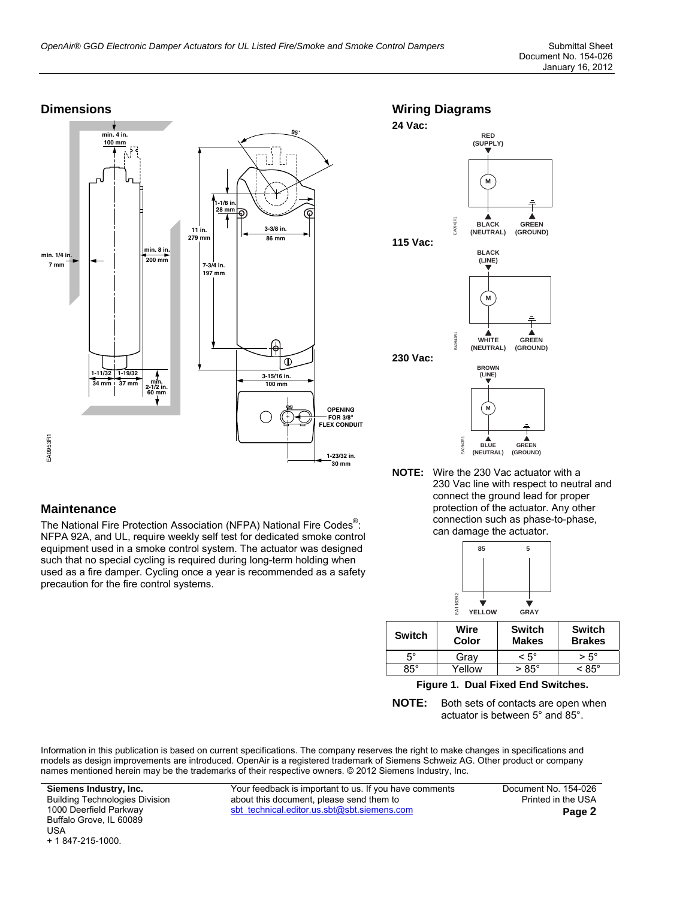## Dimensions

min. 4 in.
100 mm

min. 1/4 in.
7 mm

min. 8 in.
200 mm

1-11/32
34 mm

1-19/32
37 mm

min.
2-1/2 in.
60 mm

95°

1-1/8 in.
28 mm

11 in.
279 mm

3-3/8 in.
86 mm

7-3/4 in.
197 mm

3-15/16 in.
100 mm

OPENING
FOR 3/8"
FLEX CONDUIT

1-23/32 in.
30 mm

EA0953R1

## Maintenance

The National Fire Protection Association (NFPA) National Fire Codes®: NFPA 92A, and UL, require weekly self test for dedicated smoke control equipment used in a smoke control system. The actuator was designed such that no special cycling is required during long-term holding when used as a fire damper. Cycling once a year is recommended as a safety precaution for the fire control systems.

## Wiring Diagrams

**24 Vac:**

RED
(SUPPLY)

M

BLACK
(NEUTRAL)

GREEN
(GROUND)

EA0941R1

**115 Vac:**

BLACK
(LINE)

M

WHITE
(NEUTRAL)

GREEN
(GROUND)

EA0943R1

**230 Vac:**

BROWN
(LINE)

M

BLUE
(NEUTRAL)

GREEN
(GROUND)

EA0943R1

**NOTE:** Wire the 230 Vac actuator with a 230 Vac line with respect to neutral and connect the ground lead for proper protection of the actuator. Any other connection such as phase-to-phase, can damage the actuator.

85

5

YELLOW

GRAY

EA1163R2

| Switch | Wire Color | Switch Makes | Switch Brakes |
|---|---|---|---|
| 5° | Gray | < 5° | > 5° |
| 85° | Yellow | > 85° | < 85° |

**Figure 1. Dual Fixed End Switches.**

**NOTE:** Both sets of contacts are open when actuator is between 5° and 85°.

Information in this publication is based on current specifications. The company reserves the right to make changes in specifications and models as design improvements are introduced. OpenAir is a registered trademark of Siemens Schweiz AG. Other product or company names mentioned herein may be the trademarks of their respective owners. © 2012 Siemens Industry, Inc.

**Siemens Industry, Inc.**
Building Technologies Division
1000 Deerfield Parkway
Buffalo Grove, IL 60089
USA
+ 1 847-215-1000.

Your feedback is important to us. If you have comments about this document, please send them to sbt_technical.editor.us.sbt@sbt.siemens.com